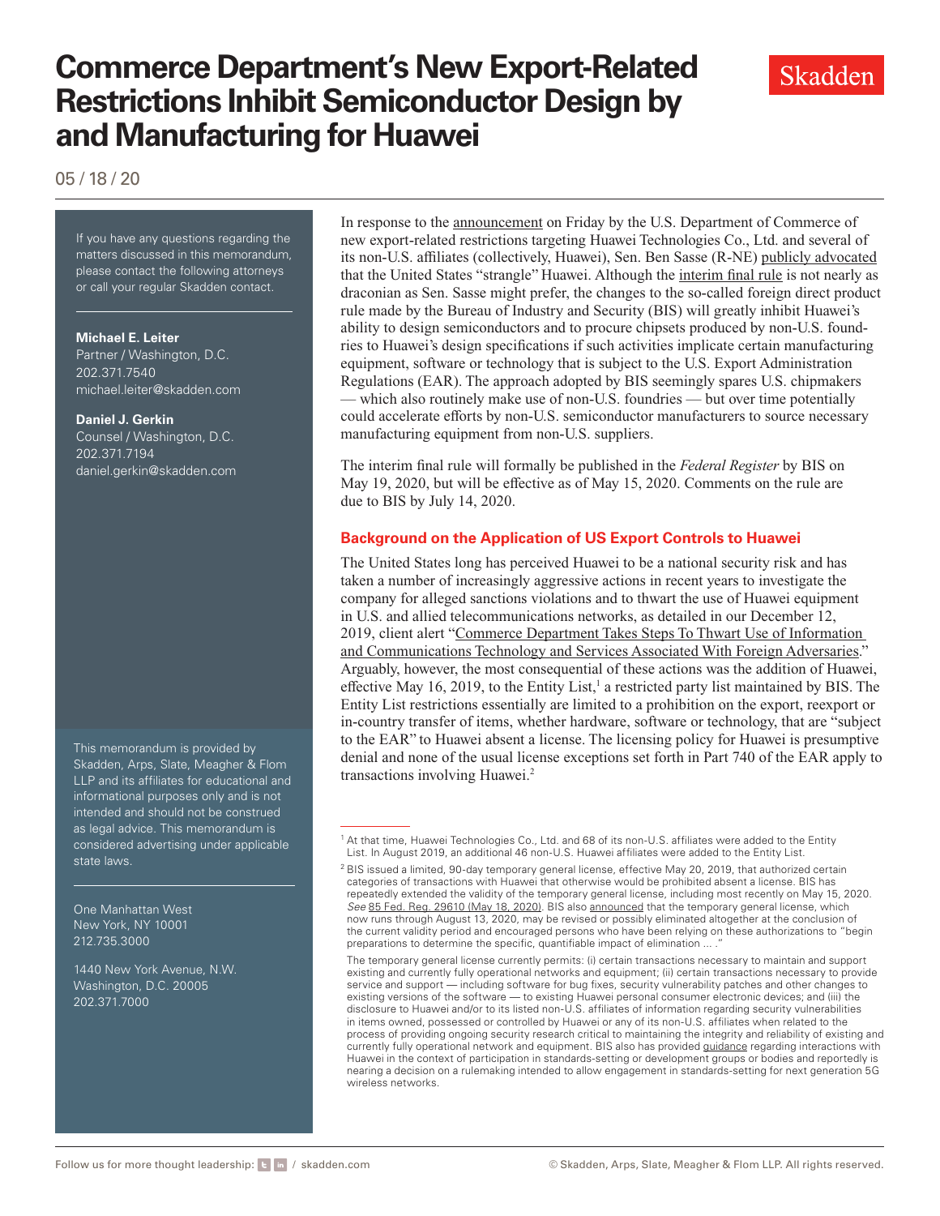# Commerce Department's New Export-Related Restrictions Inhibit Semiconductor Design by and Manufacturing for Huawei

05 / 18 / 20

If you have any questions regarding the matters discussed in this memorandum, please contact the following attorneys or call your regular Skadden contact.

**Michael E. Leiter**
Partner / Washington, D.C.
202.371.7540
michael.leiter@skadden.com

**Daniel J. Gerkin**
Counsel / Washington, D.C.
202.371.7194
daniel.gerkin@skadden.com

This memorandum is provided by Skadden, Arps, Slate, Meagher & Flom LLP and its affiliates for educational and informational purposes only and is not intended and should not be construed as legal advice. This memorandum is considered advertising under applicable state laws.

One Manhattan West
New York, NY 10001
212.735.3000

1440 New York Avenue, N.W.
Washington, D.C. 20005
202.371.7000

In response to the announcement on Friday by the U.S. Department of Commerce of new export-related restrictions targeting Huawei Technologies Co., Ltd. and several of its non-U.S. affiliates (collectively, Huawei), Sen. Ben Sasse (R-NE) publicly advocated that the United States "strangle" Huawei. Although the interim final rule is not nearly as draconian as Sen. Sasse might prefer, the changes to the so-called foreign direct product rule made by the Bureau of Industry and Security (BIS) will greatly inhibit Huawei's ability to design semiconductors and to procure chipsets produced by non-U.S. foundries to Huawei's design specifications if such activities implicate certain manufacturing equipment, software or technology that is subject to the U.S. Export Administration Regulations (EAR). The approach adopted by BIS seemingly spares U.S. chipmakers — which also routinely make use of non-U.S. foundries — but over time potentially could accelerate efforts by non-U.S. semiconductor manufacturers to source necessary manufacturing equipment from non-U.S. suppliers.

The interim final rule will formally be published in the *Federal Register* by BIS on May 19, 2020, but will be effective as of May 15, 2020. Comments on the rule are due to BIS by July 14, 2020.

## Background on the Application of US Export Controls to Huawei

The United States long has perceived Huawei to be a national security risk and has taken a number of increasingly aggressive actions in recent years to investigate the company for alleged sanctions violations and to thwart the use of Huawei equipment in U.S. and allied telecommunications networks, as detailed in our December 12, 2019, client alert "Commerce Department Takes Steps To Thwart Use of Information and Communications Technology and Services Associated With Foreign Adversaries." Arguably, however, the most consequential of these actions was the addition of Huawei, effective May 16, 2019, to the Entity List,[1] a restricted party list maintained by BIS. The Entity List restrictions essentially are limited to a prohibition on the export, reexport or in-country transfer of items, whether hardware, software or technology, that are "subject to the EAR" to Huawei absent a license. The licensing policy for Huawei is presumptive denial and none of the usual license exceptions set forth in Part 740 of the EAR apply to transactions involving Huawei.[2]

---

[1] At that time, Huawei Technologies Co., Ltd. and 68 of its non-U.S. affiliates were added to the Entity List. In August 2019, an additional 46 non-U.S. Huawei affiliates were added to the Entity List.

[2] BIS issued a limited, 90-day temporary general license, effective May 20, 2019, that authorized certain categories of transactions with Huawei that otherwise would be prohibited absent a license. BIS has repeatedly extended the validity of the temporary general license, including most recently on May 15, 2020. *See* 85 Fed. Reg. 29610 (May 18, 2020). BIS also announced that the temporary general license, which now runs through August 13, 2020, may be revised or possibly eliminated altogether at the conclusion of the current validity period and encouraged persons who have been relying on these authorizations to "begin preparations to determine the specific, quantifiable impact of elimination ... ."

The temporary general license currently permits: (i) certain transactions necessary to maintain and support existing and currently fully operational networks and equipment; (ii) certain transactions necessary to provide service and support — including software for bug fixes, security vulnerability patches and other changes to existing versions of the software — to existing Huawei personal consumer electronic devices; and (iii) the disclosure to Huawei and/or to its listed non-U.S. affiliates of information regarding security vulnerabilities in items owned, possessed or controlled by Huawei or any of its non-U.S. affiliates when related to the process of providing ongoing security research critical to maintaining the integrity and reliability of existing and currently fully operational network and equipment. BIS also has provided guidance regarding interactions with Huawei in the context of participation in standards-setting or development groups or bodies and reportedly is nearing a decision on a rulemaking intended to allow engagement in standards-setting for next generation 5G wireless networks.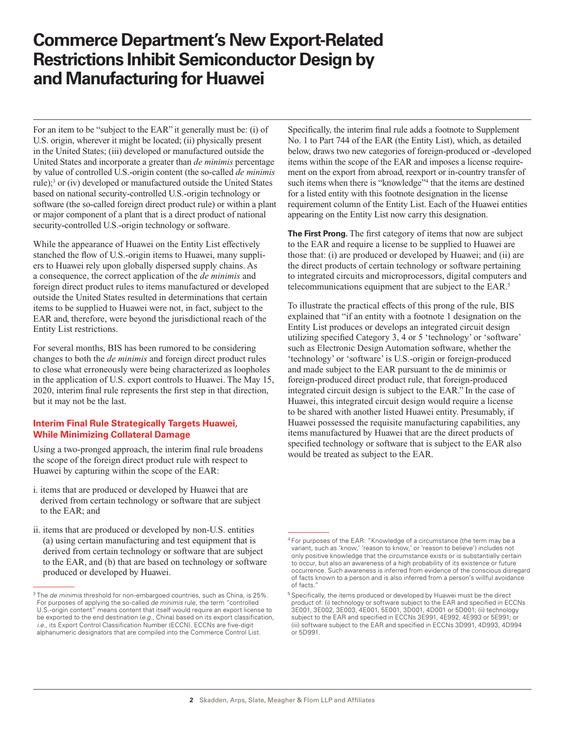# Commerce Department's New Export-Related Restrictions Inhibit Semiconductor Design by and Manufacturing for Huawei

For an item to be "subject to the EAR" it generally must be: (i) of U.S. origin, wherever it might be located; (ii) physically present in the United States; (iii) developed or manufactured outside the United States and incorporate a greater than *de minimis* percentage by value of controlled U.S.-origin content (the so-called *de minimis* rule);[3] or (iv) developed or manufactured outside the United States based on national security-controlled U.S.-origin technology or software (the so-called foreign direct product rule) or within a plant or major component of a plant that is a direct product of national security-controlled U.S.-origin technology or software.

While the appearance of Huawei on the Entity List effectively stanched the flow of U.S.-origin items to Huawei, many suppliers to Huawei rely upon globally dispersed supply chains. As a consequence, the correct application of the *de minimis* and foreign direct product rules to items manufactured or developed outside the United States resulted in determinations that certain items to be supplied to Huawei were not, in fact, subject to the EAR and, therefore, were beyond the jurisdictional reach of the Entity List restrictions.

For several months, BIS has been rumored to be considering changes to both the *de minimis* and foreign direct product rules to close what erroneously were being characterized as loopholes in the application of U.S. export controls to Huawei. The May 15, 2020, interim final rule represents the first step in that direction, but it may not be the last.

## Interim Final Rule Strategically Targets Huawei, While Minimizing Collateral Damage

Using a two-pronged approach, the interim final rule broadens the scope of the foreign direct product rule with respect to Huawei by capturing within the scope of the EAR:

i. items that are produced or developed by Huawei that are derived from certain technology or software that are subject to the EAR; and

ii. items that are produced or developed by non-U.S. entities (a) using certain manufacturing and test equipment that is derived from certain technology or software that are subject to the EAR, and (b) that are based on technology or software produced or developed by Huawei.

Specifically, the interim final rule adds a footnote to Supplement No. 1 to Part 744 of the EAR (the Entity List), which, as detailed below, draws two new categories of foreign-produced or -developed items within the scope of the EAR and imposes a license requirement on the export from abroad, reexport or in-country transfer of such items when there is "knowledge"[4] that the items are destined for a listed entity with this footnote designation in the license requirement column of the Entity List. Each of the Huawei entities appearing on the Entity List now carry this designation.

**The First Prong.** The first category of items that now are subject to the EAR and require a license to be supplied to Huawei are those that: (i) are produced or developed by Huawei; and (ii) are the direct products of certain technology or software pertaining to integrated circuits and microprocessors, digital computers and telecommunications equipment that are subject to the EAR.[5]

To illustrate the practical effects of this prong of the rule, BIS explained that "if an entity with a footnote 1 designation on the Entity List produces or develops an integrated circuit design utilizing specified Category 3, 4 or 5 'technology' or 'software' such as Electronic Design Automation software, whether the 'technology' or 'software' is U.S.-origin or foreign-produced and made subject to the EAR pursuant to the de minimis or foreign-produced direct product rule, that foreign-produced integrated circuit design is subject to the EAR." In the case of Huawei, this integrated circuit design would require a license to be shared with another listed Huawei entity. Presumably, if Huawei possessed the requisite manufacturing capabilities, any items manufactured by Huawei that are the direct products of specified technology or software that is subject to the EAR also would be treated as subject to the EAR.

---

[3] The *de minimis* threshold for non-embargoed countries, such as China, is 25%. For purposes of applying the so-called *de minimis* rule, the term "controlled U.S.-origin content" means content that itself would require an export license to be exported to the end destination (*e.g.*, China) based on its export classification, *i.e.*, its Export Control Classification Number (ECCN). ECCNs are five-digit alphanumeric designators that are compiled into the Commerce Control List.

[4] For purposes of the EAR: "Knowledge of a circumstance (the term may be a variant, such as 'know,' 'reason to know,' or 'reason to believe') includes not only positive knowledge that the circumstance exists or is substantially certain to occur, but also an awareness of a high probability of its existence or future occurrence. Such awareness is inferred from evidence of the conscious disregard of facts known to a person and is also inferred from a person's willful avoidance of facts."

[5] Specifically, the items produced or developed by Huawei must be the direct product of: (i) technology or software subject to the EAR and specified in ECCNs 3E001, 3E002, 3E003, 4E001, 5E001, 3D001, 4D001 or 5D001; (ii) technology subject to the EAR and specified in ECCNs 3E991, 4E992, 4E993 or 5E991; or (iii) software subject to the EAR and specified in ECCNs 3D991, 4D993, 4D994 or 5D991.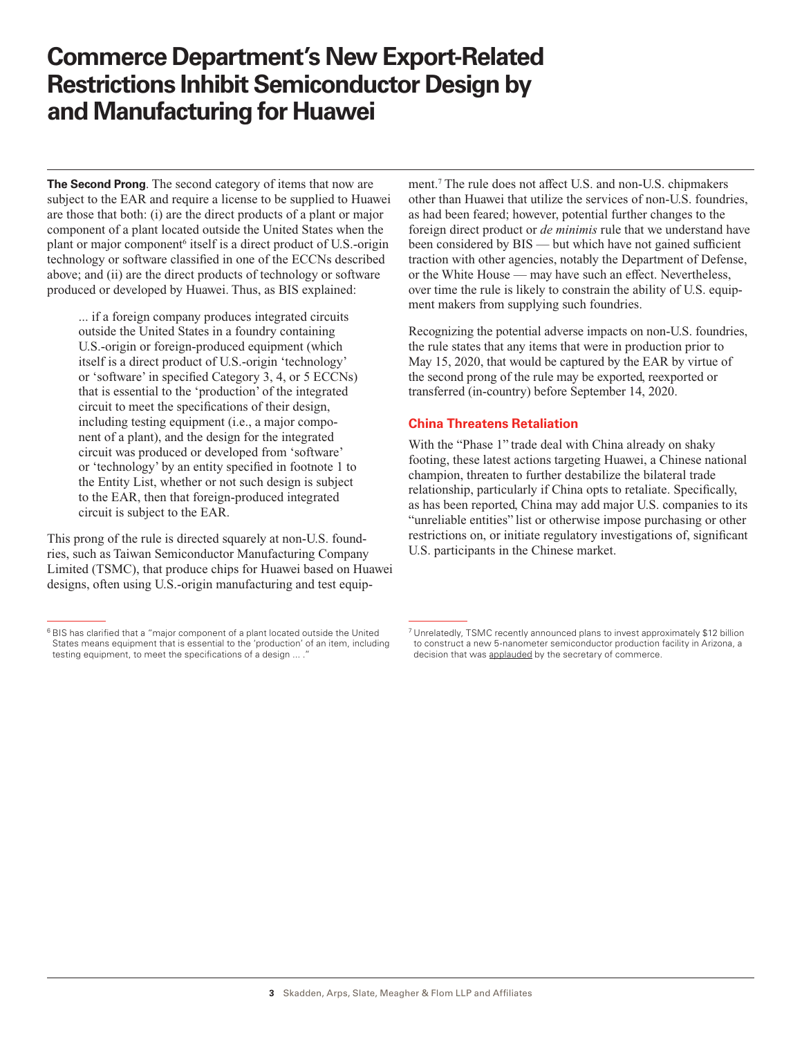# Commerce Department's New Export-Related Restrictions Inhibit Semiconductor Design by and Manufacturing for Huawei

**The Second Prong**. The second category of items that now are subject to the EAR and require a license to be supplied to Huawei are those that both: (i) are the direct products of a plant or major component of a plant located outside the United States when the plant or major component[6] itself is a direct product of U.S.-origin technology or software classified in one of the ECCNs described above; and (ii) are the direct products of technology or software produced or developed by Huawei. Thus, as BIS explained:

> ... if a foreign company produces integrated circuits outside the United States in a foundry containing U.S.-origin or foreign-produced equipment (which itself is a direct product of U.S.-origin 'technology' or 'software' in specified Category 3, 4, or 5 ECCNs) that is essential to the 'production' of the integrated circuit to meet the specifications of their design, including testing equipment (i.e., a major component of a plant), and the design for the integrated circuit was produced or developed from 'software' or 'technology' by an entity specified in footnote 1 to the Entity List, whether or not such design is subject to the EAR, then that foreign-produced integrated circuit is subject to the EAR.

This prong of the rule is directed squarely at non-U.S. foundries, such as Taiwan Semiconductor Manufacturing Company Limited (TSMC), that produce chips for Huawei based on Huawei designs, often using U.S.-origin manufacturing and test equipment.[7] The rule does not affect U.S. and non-U.S. chipmakers other than Huawei that utilize the services of non-U.S. foundries, as had been feared; however, potential further changes to the foreign direct product or *de minimis* rule that we understand have been considered by BIS — but which have not gained sufficient traction with other agencies, notably the Department of Defense, or the White House — may have such an effect. Nevertheless, over time the rule is likely to constrain the ability of U.S. equipment makers from supplying such foundries.

Recognizing the potential adverse impacts on non-U.S. foundries, the rule states that any items that were in production prior to May 15, 2020, that would be captured by the EAR by virtue of the second prong of the rule may be exported, reexported or transferred (in-country) before September 14, 2020.

## China Threatens Retaliation

With the "Phase 1" trade deal with China already on shaky footing, these latest actions targeting Huawei, a Chinese national champion, threaten to further destabilize the bilateral trade relationship, particularly if China opts to retaliate. Specifically, as has been reported, China may add major U.S. companies to its "unreliable entities" list or otherwise impose purchasing or other restrictions on, or initiate regulatory investigations of, significant U.S. participants in the Chinese market.

---

[6] BIS has clarified that a "major component of a plant located outside the United States means equipment that is essential to the 'production' of an item, including testing equipment, to meet the specifications of a design ... ."

[7] Unrelatedly, TSMC recently announced plans to invest approximately $12 billion to construct a new 5-nanometer semiconductor production facility in Arizona, a decision that was applauded by the secretary of commerce.